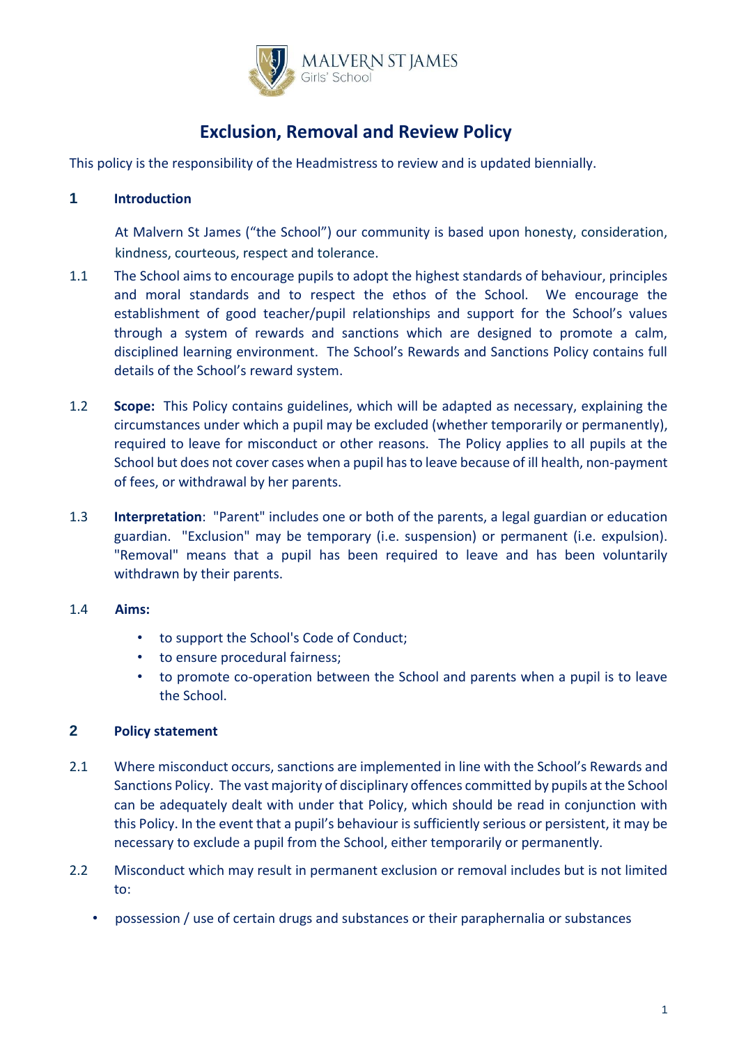MALVERN ST JAMES
Girls' School

# Exclusion, Removal and Review Policy

This policy is the responsibility of the Headmistress to review and is updated biennially.

## 1 Introduction

At Malvern St James ("the School") our community is based upon honesty, consideration, kindness, courteous, respect and tolerance.

1.1 The School aims to encourage pupils to adopt the highest standards of behaviour, principles and moral standards and to respect the ethos of the School. We encourage the establishment of good teacher/pupil relationships and support for the School's values through a system of rewards and sanctions which are designed to promote a calm, disciplined learning environment. The School's Rewards and Sanctions Policy contains full details of the School's reward system.

1.2 **Scope:** This Policy contains guidelines, which will be adapted as necessary, explaining the circumstances under which a pupil may be excluded (whether temporarily or permanently), required to leave for misconduct or other reasons. The Policy applies to all pupils at the School but does not cover cases when a pupil has to leave because of ill health, non-payment of fees, or withdrawal by her parents.

1.3 **Interpretation**: "Parent" includes one or both of the parents, a legal guardian or education guardian. "Exclusion" may be temporary (i.e. suspension) or permanent (i.e. expulsion). "Removal" means that a pupil has been required to leave and has been voluntarily withdrawn by their parents.

1.4 **Aims:**

- to support the School's Code of Conduct;
- to ensure procedural fairness;
- to promote co-operation between the School and parents when a pupil is to leave the School.

## 2 Policy statement

2.1 Where misconduct occurs, sanctions are implemented in line with the School's Rewards and Sanctions Policy. The vast majority of disciplinary offences committed by pupils at the School can be adequately dealt with under that Policy, which should be read in conjunction with this Policy. In the event that a pupil's behaviour is sufficiently serious or persistent, it may be necessary to exclude a pupil from the School, either temporarily or permanently.

2.2 Misconduct which may result in permanent exclusion or removal includes but is not limited to:

- possession / use of certain drugs and substances or their paraphernalia or substances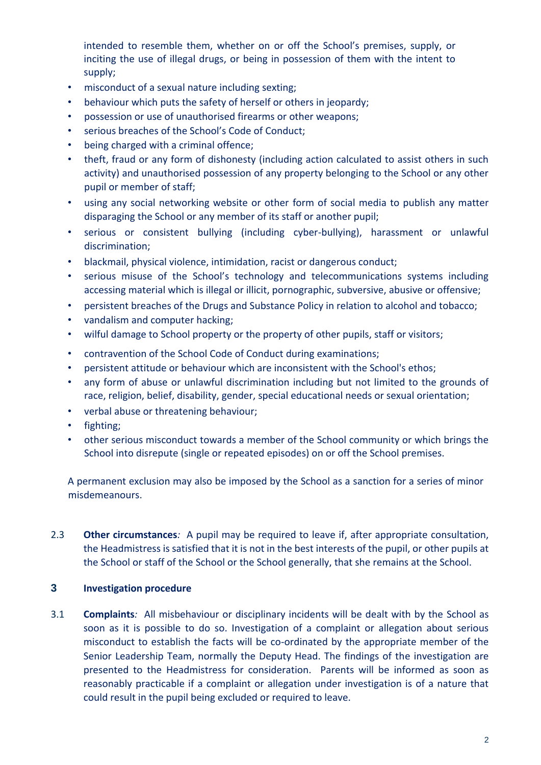intended to resemble them, whether on or off the School's premises, supply, or inciting the use of illegal drugs, or being in possession of them with the intent to supply;

- misconduct of a sexual nature including sexting;
- behaviour which puts the safety of herself or others in jeopardy;
- possession or use of unauthorised firearms or other weapons;
- serious breaches of the School's Code of Conduct;
- being charged with a criminal offence;
- theft, fraud or any form of dishonesty (including action calculated to assist others in such activity) and unauthorised possession of any property belonging to the School or any other pupil or member of staff;
- using any social networking website or other form of social media to publish any matter disparaging the School or any member of its staff or another pupil;
- serious or consistent bullying (including cyber-bullying), harassment or unlawful discrimination;
- blackmail, physical violence, intimidation, racist or dangerous conduct;
- serious misuse of the School's technology and telecommunications systems including accessing material which is illegal or illicit, pornographic, subversive, abusive or offensive;
- persistent breaches of the Drugs and Substance Policy in relation to alcohol and tobacco;
- vandalism and computer hacking;
- wilful damage to School property or the property of other pupils, staff or visitors;
- contravention of the School Code of Conduct during examinations;
- persistent attitude or behaviour which are inconsistent with the School's ethos;
- any form of abuse or unlawful discrimination including but not limited to the grounds of race, religion, belief, disability, gender, special educational needs or sexual orientation;
- verbal abuse or threatening behaviour;
- fighting;
- other serious misconduct towards a member of the School community or which brings the School into disrepute (single or repeated episodes) on or off the School premises.

A permanent exclusion may also be imposed by the School as a sanction for a series of minor misdemeanours.

2.3 **Other circumstances***:* A pupil may be required to leave if, after appropriate consultation, the Headmistress is satisfied that it is not in the best interests of the pupil, or other pupils at the School or staff of the School or the School generally, that she remains at the School.

## 3 Investigation procedure

3.1 **Complaints***:* All misbehaviour or disciplinary incidents will be dealt with by the School as soon as it is possible to do so. Investigation of a complaint or allegation about serious misconduct to establish the facts will be co-ordinated by the appropriate member of the Senior Leadership Team, normally the Deputy Head. The findings of the investigation are presented to the Headmistress for consideration. Parents will be informed as soon as reasonably practicable if a complaint or allegation under investigation is of a nature that could result in the pupil being excluded or required to leave.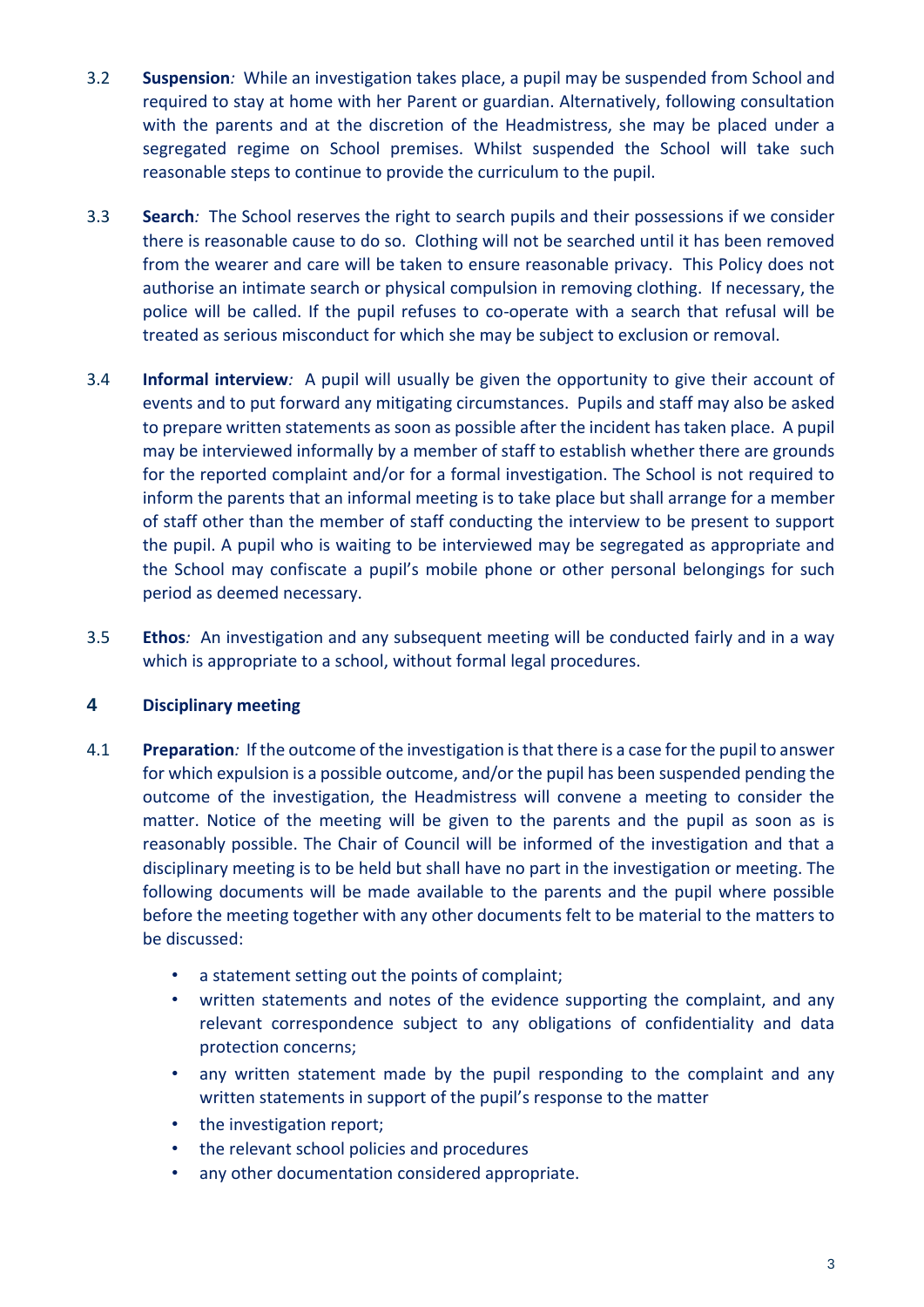3.2 **Suspension***:* While an investigation takes place, a pupil may be suspended from School and required to stay at home with her Parent or guardian. Alternatively, following consultation with the parents and at the discretion of the Headmistress, she may be placed under a segregated regime on School premises. Whilst suspended the School will take such reasonable steps to continue to provide the curriculum to the pupil.

3.3 **Search***:* The School reserves the right to search pupils and their possessions if we consider there is reasonable cause to do so. Clothing will not be searched until it has been removed from the wearer and care will be taken to ensure reasonable privacy. This Policy does not authorise an intimate search or physical compulsion in removing clothing. If necessary, the police will be called. If the pupil refuses to co-operate with a search that refusal will be treated as serious misconduct for which she may be subject to exclusion or removal.

3.4 **Informal interview***:* A pupil will usually be given the opportunity to give their account of events and to put forward any mitigating circumstances. Pupils and staff may also be asked to prepare written statements as soon as possible after the incident has taken place. A pupil may be interviewed informally by a member of staff to establish whether there are grounds for the reported complaint and/or for a formal investigation. The School is not required to inform the parents that an informal meeting is to take place but shall arrange for a member of staff other than the member of staff conducting the interview to be present to support the pupil. A pupil who is waiting to be interviewed may be segregated as appropriate and the School may confiscate a pupil's mobile phone or other personal belongings for such period as deemed necessary.

3.5 **Ethos***:* An investigation and any subsequent meeting will be conducted fairly and in a way which is appropriate to a school, without formal legal procedures.

## 4 Disciplinary meeting

4.1 **Preparation***:* If the outcome of the investigation is that there is a case for the pupil to answer for which expulsion is a possible outcome, and/or the pupil has been suspended pending the outcome of the investigation, the Headmistress will convene a meeting to consider the matter. Notice of the meeting will be given to the parents and the pupil as soon as is reasonably possible. The Chair of Council will be informed of the investigation and that a disciplinary meeting is to be held but shall have no part in the investigation or meeting. The following documents will be made available to the parents and the pupil where possible before the meeting together with any other documents felt to be material to the matters to be discussed:

- a statement setting out the points of complaint;
- written statements and notes of the evidence supporting the complaint, and any relevant correspondence subject to any obligations of confidentiality and data protection concerns;
- any written statement made by the pupil responding to the complaint and any written statements in support of the pupil's response to the matter
- the investigation report;
- the relevant school policies and procedures
- any other documentation considered appropriate.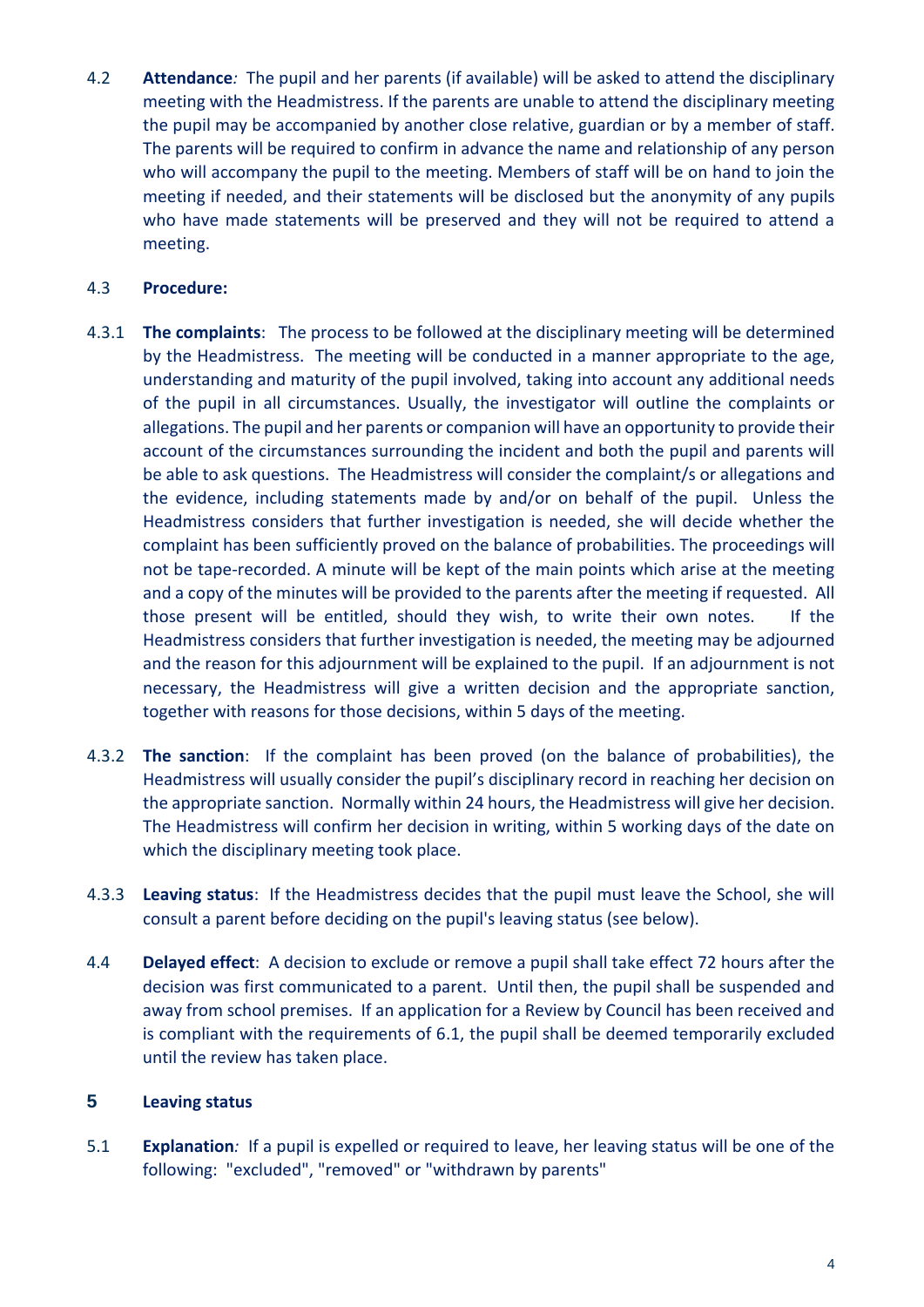4.2 **Attendance***:* The pupil and her parents (if available) will be asked to attend the disciplinary meeting with the Headmistress. If the parents are unable to attend the disciplinary meeting the pupil may be accompanied by another close relative, guardian or by a member of staff. The parents will be required to confirm in advance the name and relationship of any person who will accompany the pupil to the meeting. Members of staff will be on hand to join the meeting if needed, and their statements will be disclosed but the anonymity of any pupils who have made statements will be preserved and they will not be required to attend a meeting.

4.3 **Procedure:**

4.3.1 **The complaints**: The process to be followed at the disciplinary meeting will be determined by the Headmistress. The meeting will be conducted in a manner appropriate to the age, understanding and maturity of the pupil involved, taking into account any additional needs of the pupil in all circumstances. Usually, the investigator will outline the complaints or allegations. The pupil and her parents or companion will have an opportunity to provide their account of the circumstances surrounding the incident and both the pupil and parents will be able to ask questions. The Headmistress will consider the complaint/s or allegations and the evidence, including statements made by and/or on behalf of the pupil. Unless the Headmistress considers that further investigation is needed, she will decide whether the complaint has been sufficiently proved on the balance of probabilities. The proceedings will not be tape-recorded. A minute will be kept of the main points which arise at the meeting and a copy of the minutes will be provided to the parents after the meeting if requested. All those present will be entitled, should they wish, to write their own notes. If the Headmistress considers that further investigation is needed, the meeting may be adjourned and the reason for this adjournment will be explained to the pupil. If an adjournment is not necessary, the Headmistress will give a written decision and the appropriate sanction, together with reasons for those decisions, within 5 days of the meeting.

4.3.2 **The sanction**: If the complaint has been proved (on the balance of probabilities), the Headmistress will usually consider the pupil's disciplinary record in reaching her decision on the appropriate sanction. Normally within 24 hours, the Headmistress will give her decision. The Headmistress will confirm her decision in writing, within 5 working days of the date on which the disciplinary meeting took place.

4.3.3 **Leaving status**: If the Headmistress decides that the pupil must leave the School, she will consult a parent before deciding on the pupil's leaving status (see below).

4.4 **Delayed effect**: A decision to exclude or remove a pupil shall take effect 72 hours after the decision was first communicated to a parent. Until then, the pupil shall be suspended and away from school premises. If an application for a Review by Council has been received and is compliant with the requirements of 6.1, the pupil shall be deemed temporarily excluded until the review has taken place.

## 5 Leaving status

5.1 **Explanation***:* If a pupil is expelled or required to leave, her leaving status will be one of the following: "excluded", "removed" or "withdrawn by parents"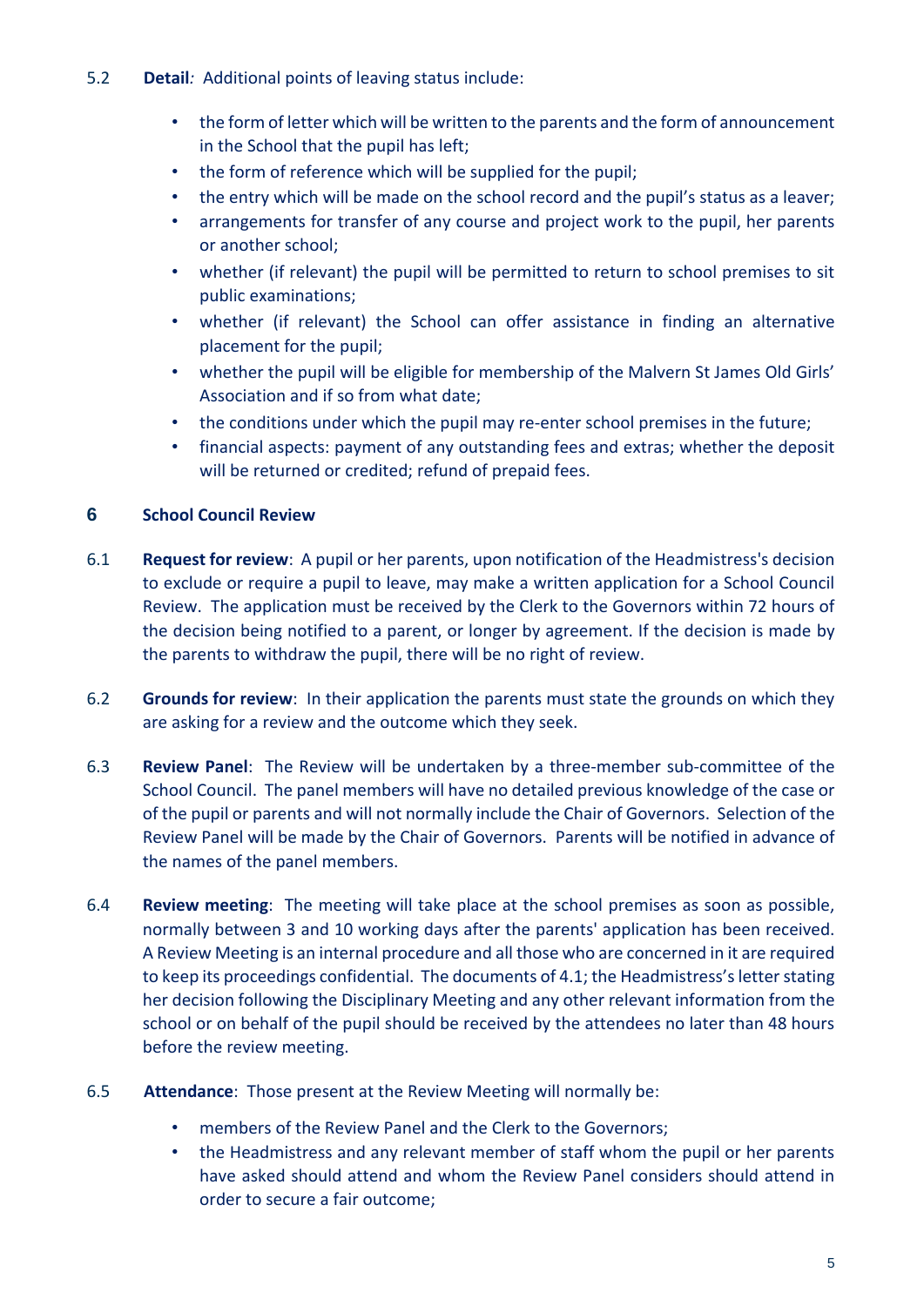5.2 **Detail**: Additional points of leaving status include:

- the form of letter which will be written to the parents and the form of announcement in the School that the pupil has left;
- the form of reference which will be supplied for the pupil;
- the entry which will be made on the school record and the pupil's status as a leaver;
- arrangements for transfer of any course and project work to the pupil, her parents or another school;
- whether (if relevant) the pupil will be permitted to return to school premises to sit public examinations;
- whether (if relevant) the School can offer assistance in finding an alternative placement for the pupil;
- whether the pupil will be eligible for membership of the Malvern St James Old Girls' Association and if so from what date;
- the conditions under which the pupil may re-enter school premises in the future;
- financial aspects: payment of any outstanding fees and extras; whether the deposit will be returned or credited; refund of prepaid fees.

## 6 School Council Review

6.1 **Request for review**: A pupil or her parents, upon notification of the Headmistress's decision to exclude or require a pupil to leave, may make a written application for a School Council Review. The application must be received by the Clerk to the Governors within 72 hours of the decision being notified to a parent, or longer by agreement. If the decision is made by the parents to withdraw the pupil, there will be no right of review.

6.2 **Grounds for review**: In their application the parents must state the grounds on which they are asking for a review and the outcome which they seek.

6.3 **Review Panel**: The Review will be undertaken by a three-member sub-committee of the School Council. The panel members will have no detailed previous knowledge of the case or of the pupil or parents and will not normally include the Chair of Governors. Selection of the Review Panel will be made by the Chair of Governors. Parents will be notified in advance of the names of the panel members.

6.4 **Review meeting**: The meeting will take place at the school premises as soon as possible, normally between 3 and 10 working days after the parents' application has been received. A Review Meeting is an internal procedure and all those who are concerned in it are required to keep its proceedings confidential. The documents of 4.1; the Headmistress's letter stating her decision following the Disciplinary Meeting and any other relevant information from the school or on behalf of the pupil should be received by the attendees no later than 48 hours before the review meeting.

6.5 **Attendance**: Those present at the Review Meeting will normally be:

- members of the Review Panel and the Clerk to the Governors;
- the Headmistress and any relevant member of staff whom the pupil or her parents have asked should attend and whom the Review Panel considers should attend in order to secure a fair outcome;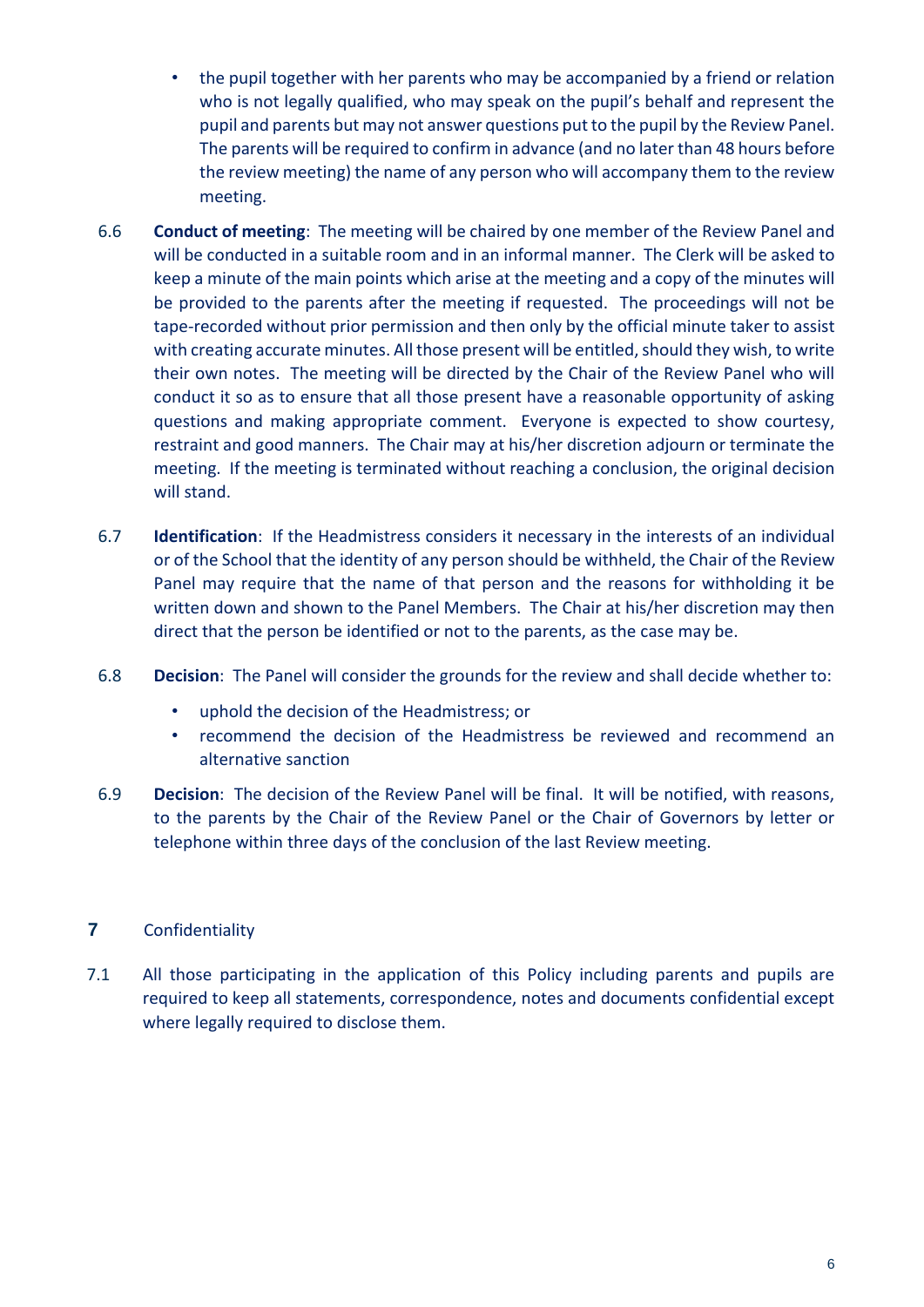- the pupil together with her parents who may be accompanied by a friend or relation who is not legally qualified, who may speak on the pupil's behalf and represent the pupil and parents but may not answer questions put to the pupil by the Review Panel. The parents will be required to confirm in advance (and no later than 48 hours before the review meeting) the name of any person who will accompany them to the review meeting.

6.6 **Conduct of meeting**: The meeting will be chaired by one member of the Review Panel and will be conducted in a suitable room and in an informal manner. The Clerk will be asked to keep a minute of the main points which arise at the meeting and a copy of the minutes will be provided to the parents after the meeting if requested. The proceedings will not be tape-recorded without prior permission and then only by the official minute taker to assist with creating accurate minutes. All those present will be entitled, should they wish, to write their own notes. The meeting will be directed by the Chair of the Review Panel who will conduct it so as to ensure that all those present have a reasonable opportunity of asking questions and making appropriate comment. Everyone is expected to show courtesy, restraint and good manners. The Chair may at his/her discretion adjourn or terminate the meeting. If the meeting is terminated without reaching a conclusion, the original decision will stand.

6.7 **Identification**: If the Headmistress considers it necessary in the interests of an individual or of the School that the identity of any person should be withheld, the Chair of the Review Panel may require that the name of that person and the reasons for withholding it be written down and shown to the Panel Members. The Chair at his/her discretion may then direct that the person be identified or not to the parents, as the case may be.

6.8 **Decision**: The Panel will consider the grounds for the review and shall decide whether to:

- uphold the decision of the Headmistress; or
- recommend the decision of the Headmistress be reviewed and recommend an alternative sanction

6.9 **Decision**: The decision of the Review Panel will be final. It will be notified, with reasons, to the parents by the Chair of the Review Panel or the Chair of Governors by letter or telephone within three days of the conclusion of the last Review meeting.

## 7 Confidentiality

7.1 All those participating in the application of this Policy including parents and pupils are required to keep all statements, correspondence, notes and documents confidential except where legally required to disclose them.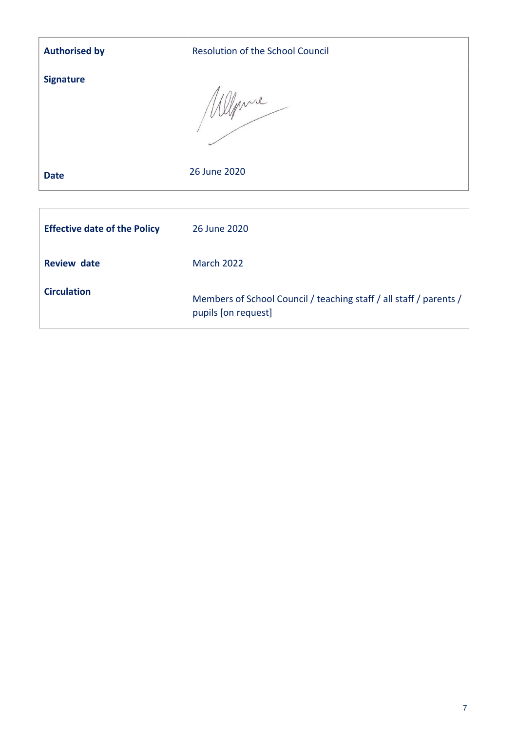| | |
|---|---|
| **Authorised by** | Resolution of the School Council |
| **Signature** | |
| **Date** | 26 June 2020 |

| | |
|---|---|
| **Effective date of the Policy** | 26 June 2020 |
| **Review date** | March 2022 |
| **Circulation** | Members of School Council / teaching staff / all staff / parents / pupils [on request] |